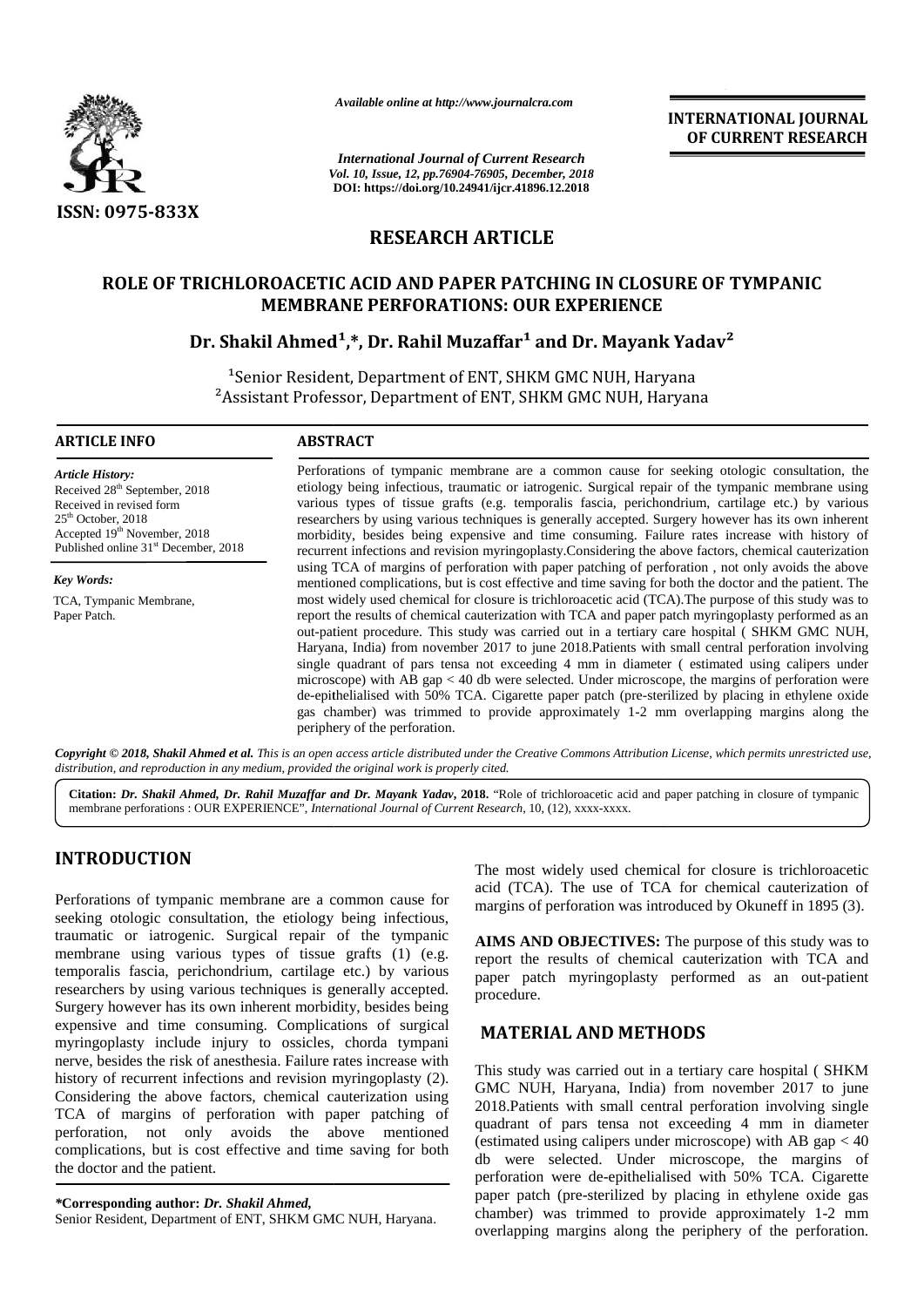Available online at http://www.journalcra.com

*International Journal of Current Research*
*Vol. 10, Issue, 12, pp.76904-76905, December, 2018*
*DOI: https://doi.org/10.24941/ijcr.41896.12.2018*

**INTERNATIONAL JOURNAL OF CURRENT RESEARCH**

ISSN: 0975-833X

## RESEARCH ARTICLE

# ROLE OF TRICHLOROACETIC ACID AND PAPER PATCHING IN CLOSURE OF TYMPANIC MEMBRANE PERFORATIONS: OUR EXPERIENCE

**Dr. Shakil Ahmed[1],\*, Dr. Rahil Muzaffar[1] and Dr. Mayank Yadav[2]**

[1]Senior Resident, Department of ENT, SHKM GMC NUH, Haryana
[2]Assistant Professor, Department of ENT, SHKM GMC NUH, Haryana

### ARTICLE INFO

***Article History:***

Received 28th September, 2018
Received in revised form
25th October, 2018
Accepted 19th November, 2018
Published online 31st December, 2018

***Key Words:***

TCA, Tympanic Membrane,
Paper Patch.

### ABSTRACT

Perforations of tympanic membrane are a common cause for seeking otologic consultation, the etiology being infectious, traumatic or iatrogenic. Surgical repair of the tympanic membrane using various types of tissue grafts (e.g. temporalis fascia, perichondrium, cartilage etc.) by various researchers by using various techniques is generally accepted. Surgery however has its own inherent morbidity, besides being expensive and time consuming. Failure rates increase with history of recurrent infections and revision myringoplasty.Considering the above factors, chemical cauterization using TCA of margins of perforation with paper patching of perforation , not only avoids the above mentioned complications, but is cost effective and time saving for both the doctor and the patient. The most widely used chemical for closure is trichloroacetic acid (TCA).The purpose of this study was to report the results of chemical cauterization with TCA and paper patch myringoplasty performed as an out-patient procedure. This study was carried out in a tertiary care hospital ( SHKM GMC NUH, Haryana, India) from november 2017 to june 2018.Patients with small central perforation involving single quadrant of pars tensa not exceeding 4 mm in diameter ( estimated using calipers under microscope) with AB gap < 40 db were selected. Under microscope, the margins of perforation were de-epithelialised with 50% TCA. Cigarette paper patch (pre-sterilized by placing in ethylene oxide gas chamber) was trimmed to provide approximately 1-2 mm overlapping margins along the periphery of the perforation.

***Copyright © 2018, Shakil Ahmed et al.*** *This is an open access article distributed under the Creative Commons Attribution License, which permits unrestricted use, distribution, and reproduction in any medium, provided the original work is properly cited.*

**Citation:** ***Dr. Shakil Ahmed, Dr. Rahil Muzaffar and Dr. Mayank Yadav*, 2018.** "Role of trichloroacetic acid and paper patching in closure of tympanic membrane perforations : OUR EXPERIENCE", *International Journal of Current Research*, 10, (12), xxxx-xxxx.

## INTRODUCTION

Perforations of tympanic membrane are a common cause for seeking otologic consultation, the etiology being infectious, traumatic or iatrogenic. Surgical repair of the tympanic membrane using various types of tissue grafts (1) (e.g. temporalis fascia, perichondrium, cartilage etc.) by various researchers by using various techniques is generally accepted. Surgery however has its own inherent morbidity, besides being expensive and time consuming. Complications of surgical myringoplasty include injury to ossicles, chorda tympani nerve, besides the risk of anesthesia. Failure rates increase with history of recurrent infections and revision myringoplasty (2). Considering the above factors, chemical cauterization using TCA of margins of perforation with paper patching of perforation, not only avoids the above mentioned complications, but is cost effective and time saving for both the doctor and the patient.

The most widely used chemical for closure is trichloroacetic acid (TCA). The use of TCA for chemical cauterization of margins of perforation was introduced by Okuneff in 1895 (3).

**AIMS AND OBJECTIVES:** The purpose of this study was to report the results of chemical cauterization with TCA and paper patch myringoplasty performed as an out-patient procedure.

## MATERIAL AND METHODS

This study was carried out in a tertiary care hospital ( SHKM GMC NUH, Haryana, India) from november 2017 to june 2018.Patients with small central perforation involving single quadrant of pars tensa not exceeding 4 mm in diameter (estimated using calipers under microscope) with AB gap < 40 db were selected. Under microscope, the margins of perforation were de-epithelialised with 50% TCA. Cigarette paper patch (pre-sterilized by placing in ethylene oxide gas chamber) was trimmed to provide approximately 1-2 mm overlapping margins along the periphery of the perforation.

\*Corresponding author: *Dr. Shakil Ahmed,*
Senior Resident, Department of ENT, SHKM GMC NUH, Haryana.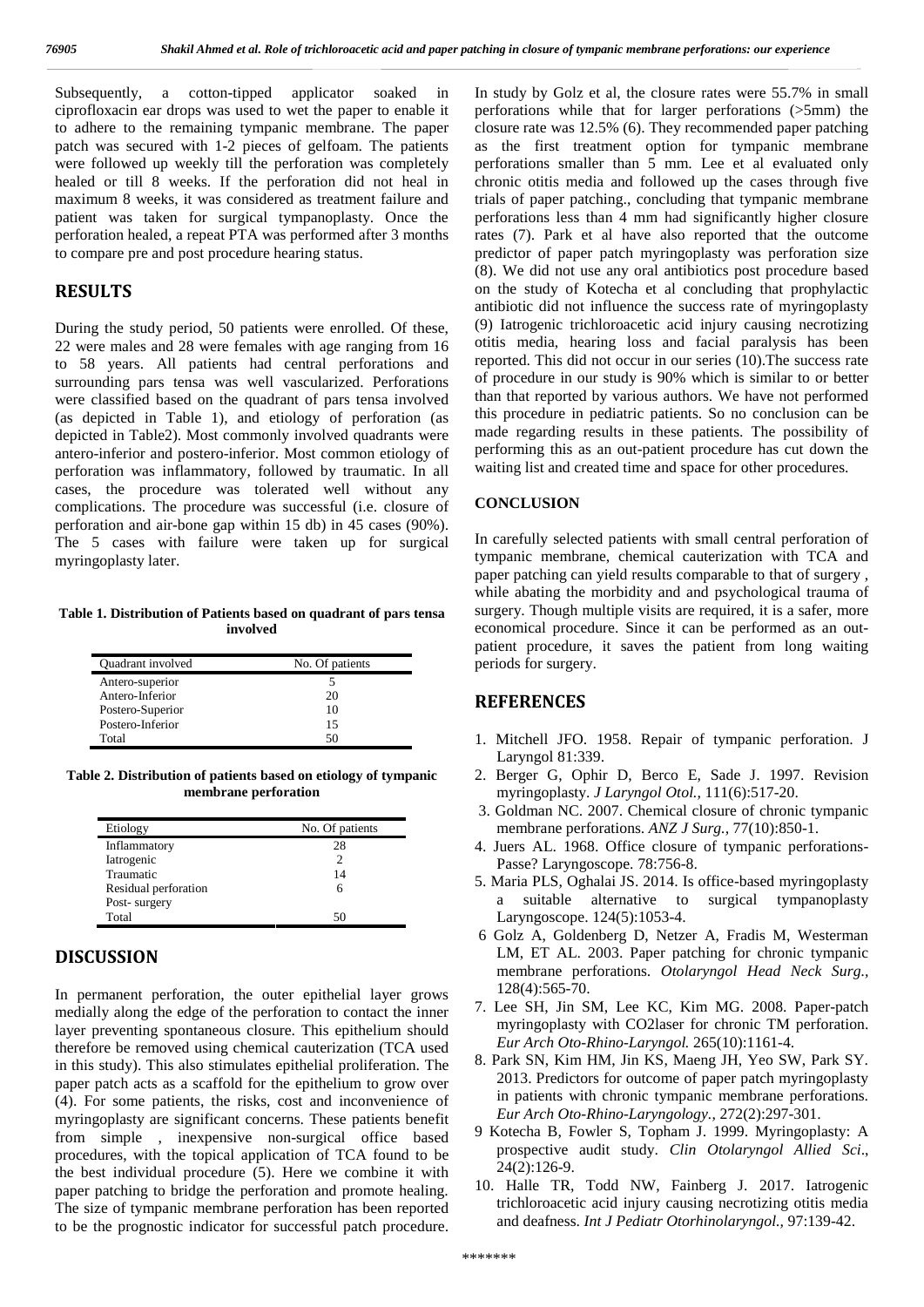Subsequently, a cotton-tipped applicator soaked in ciprofloxacin ear drops was used to wet the paper to enable it to adhere to the remaining tympanic membrane. The paper patch was secured with 1-2 pieces of gelfoam. The patients were followed up weekly till the perforation was completely healed or till 8 weeks. If the perforation did not heal in maximum 8 weeks, it was considered as treatment failure and patient was taken for surgical tympanoplasty. Once the perforation healed, a repeat PTA was performed after 3 months to compare pre and post procedure hearing status.

## RESULTS

During the study period, 50 patients were enrolled. Of these, 22 were males and 28 were females with age ranging from 16 to 58 years. All patients had central perforations and surrounding pars tensa was well vascularized. Perforations were classified based on the quadrant of pars tensa involved (as depicted in Table 1), and etiology of perforation (as depicted in Table2). Most commonly involved quadrants were antero-inferior and postero-inferior. Most common etiology of perforation was inflammatory, followed by traumatic. In all cases, the procedure was tolerated well without any complications. The procedure was successful (i.e. closure of perforation and air-bone gap within 15 db) in 45 cases (90%). The 5 cases with failure were taken up for surgical myringoplasty later.

**Table 1. Distribution of Patients based on quadrant of pars tensa involved**

| Quadrant involved | No. Of patients |
|---|---|
| Antero-superior | 5 |
| Antero-Inferior | 20 |
| Postero-Superior | 10 |
| Postero-Inferior | 15 |
| Total | 50 |

**Table 2. Distribution of patients based on etiology of tympanic membrane perforation**

| Etiology | No. Of patients |
|---|---|
| Inflammatory | 28 |
| Iatrogenic | 2 |
| Traumatic | 14 |
| Residual perforation Post- surgery | 6 |
| Total | 50 |

## DISCUSSION

In permanent perforation, the outer epithelial layer grows medially along the edge of the perforation to contact the inner layer preventing spontaneous closure. This epithelium should therefore be removed using chemical cauterization (TCA used in this study). This also stimulates epithelial proliferation. The paper patch acts as a scaffold for the epithelium to grow over (4). For some patients, the risks, cost and inconvenience of myringoplasty are significant concerns. These patients benefit from simple , inexpensive non-surgical office based procedures, with the topical application of TCA found to be the best individual procedure (5). Here we combine it with paper patching to bridge the perforation and promote healing. The size of tympanic membrane perforation has been reported to be the prognostic indicator for successful patch procedure. In study by Golz et al, the closure rates were 55.7% in small perforations while that for larger perforations (>5mm) the closure rate was 12.5% (6). They recommended paper patching as the first treatment option for tympanic membrane perforations smaller than 5 mm. Lee et al evaluated only chronic otitis media and followed up the cases through five trials of paper patching., concluding that tympanic membrane perforations less than 4 mm had significantly higher closure rates (7). Park et al have also reported that the outcome predictor of paper patch myringoplasty was perforation size (8). We did not use any oral antibiotics post procedure based on the study of Kotecha et al concluding that prophylactic antibiotic did not influence the success rate of myringoplasty (9) Iatrogenic trichloroacetic acid injury causing necrotizing otitis media, hearing loss and facial paralysis has been reported. This did not occur in our series (10).The success rate of procedure in our study is 90% which is similar to or better than that reported by various authors. We have not performed this procedure in pediatric patients. So no conclusion can be made regarding results in these patients. The possibility of performing this as an out-patient procedure has cut down the waiting list and created time and space for other procedures.

## CONCLUSION

In carefully selected patients with small central perforation of tympanic membrane, chemical cauterization with TCA and paper patching can yield results comparable to that of surgery , while abating the morbidity and and psychological trauma of surgery. Though multiple visits are required, it is a safer, more economical procedure. Since it can be performed as an out-patient procedure, it saves the patient from long waiting periods for surgery.

## REFERENCES

1. Mitchell JFO. 1958. Repair of tympanic perforation. J Laryngol 81:339.
2. Berger G, Ophir D, Berco E, Sade J. 1997. Revision myringoplasty. *J Laryngol Otol.,* 111(6):517-20.
3. Goldman NC. 2007. Chemical closure of chronic tympanic membrane perforations. *ANZ J Surg.,* 77(10):850-1.
4. Juers AL. 1968. Office closure of tympanic perforations-Passe? Laryngoscope. 78:756-8.
5. Maria PLS, Oghalai JS. 2014. Is office-based myringoplasty a suitable alternative to surgical tympanoplasty Laryngoscope. 124(5):1053-4.
6. Golz A, Goldenberg D, Netzer A, Fradis M, Westerman LM, ET AL. 2003. Paper patching for chronic tympanic membrane perforations. *Otolaryngol Head Neck Surg.,* 128(4):565-70.
7. Lee SH, Jin SM, Lee KC, Kim MG. 2008. Paper-patch myringoplasty with CO2laser for chronic TM perforation. *Eur Arch Oto-Rhino-Laryngol.* 265(10):1161-4.
8. Park SN, Kim HM, Jin KS, Maeng JH, Yeo SW, Park SY. 2013. Predictors for outcome of paper patch myringoplasty in patients with chronic tympanic membrane perforations. *Eur Arch Oto-Rhino-Laryngology.,* 272(2):297-301.
9. Kotecha B, Fowler S, Topham J. 1999. Myringoplasty: A prospective audit study. *Clin Otolaryngol Allied Sci*., 24(2):126-9.
10. Halle TR, Todd NW, Fainberg J. 2017. Iatrogenic trichloroacetic acid injury causing necrotizing otitis media and deafness. *Int J Pediatr Otorhinolaryngol.,* 97:139-42.

*******